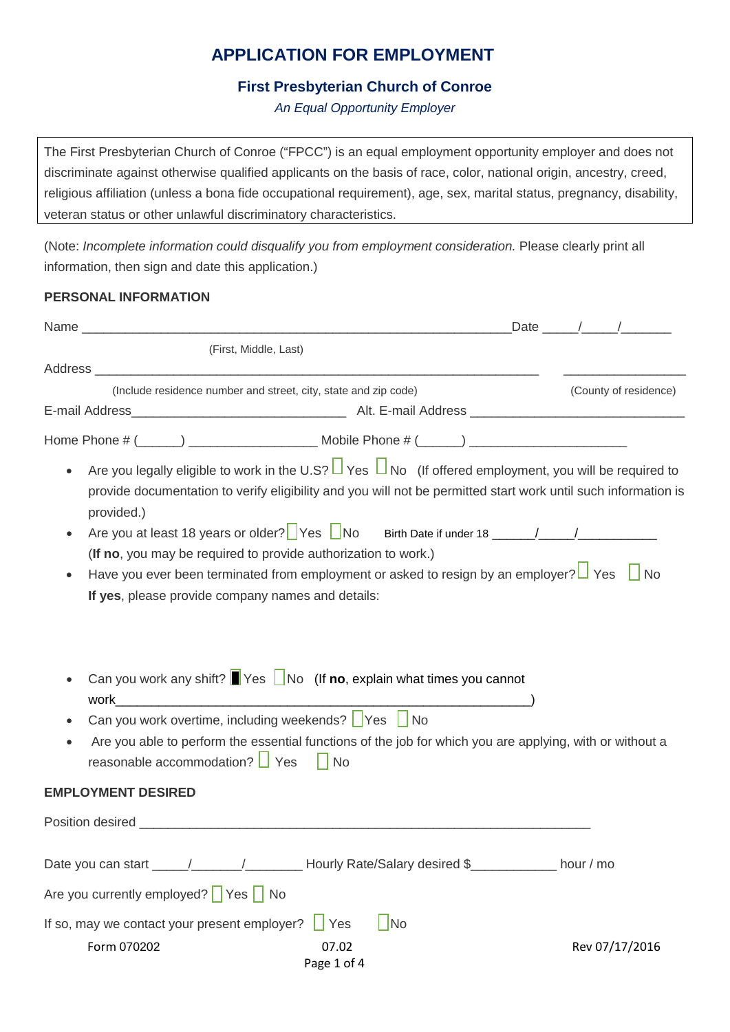# APPLICATION FOR EMPLOYMENT

## First Presbyterian Church of Conroe

*An Equal Opportunity Employer*

The First Presbyterian Church of Conroe ("FPCC") is an equal employment opportunity employer and does not discriminate against otherwise qualified applicants on the basis of race, color, national origin, ancestry, creed, religious affiliation (unless a bona fide occupational requirement), age, sex, marital status, pregnancy, disability, veteran status or other unlawful discriminatory characteristics.

(Note: *Incomplete information could disqualify you from employment consideration.* Please clearly print all information, then sign and date this application.)

### PERSONAL INFORMATION

Name ______________________________________________________________Date _____/_____/_______

(First, Middle, Last)

Address _________________________________________________________________ _________________

(Include residence number and street, city, state and zip code) (County of residence)

E-mail Address______________________________ Alt. E-mail Address ______________________________

Home Phone # (______) _________________ Mobile Phone # (______) _____________________

- Are you legally eligible to work in the U.S? ☐ Yes ☐ No (If offered employment, you will be required to provide documentation to verify eligibility and you will not be permitted start work until such information is provided.)
- Are you at least 18 years or older? ☐ Yes ☐ No Birth Date if under 18 ______/_____/___________ (**If no**, you may be required to provide authorization to work.)
- Have you ever been terminated from employment or asked to resign by an employer? ☐ Yes ☐ No **If yes**, please provide company names and details:

- Can you work any shift? ☐ Yes ☐ No (If **no**, explain what times you cannot work___________________________________________________________)
- Can you work overtime, including weekends? ☐ Yes ☐ No
- Are you able to perform the essential functions of the job for which you are applying, with or without a reasonable accommodation? ☐ Yes ☐ No

### EMPLOYMENT DESIRED

Position desired _______________________________________________________________

Date you can start _____/_______/________ Hourly Rate/Salary desired $____________ hour / mo

Are you currently employed? ☐ Yes ☐ No

If so, may we contact your present employer? ☐ Yes ☐ No

Form 070202 07.02 Rev 07/17/2016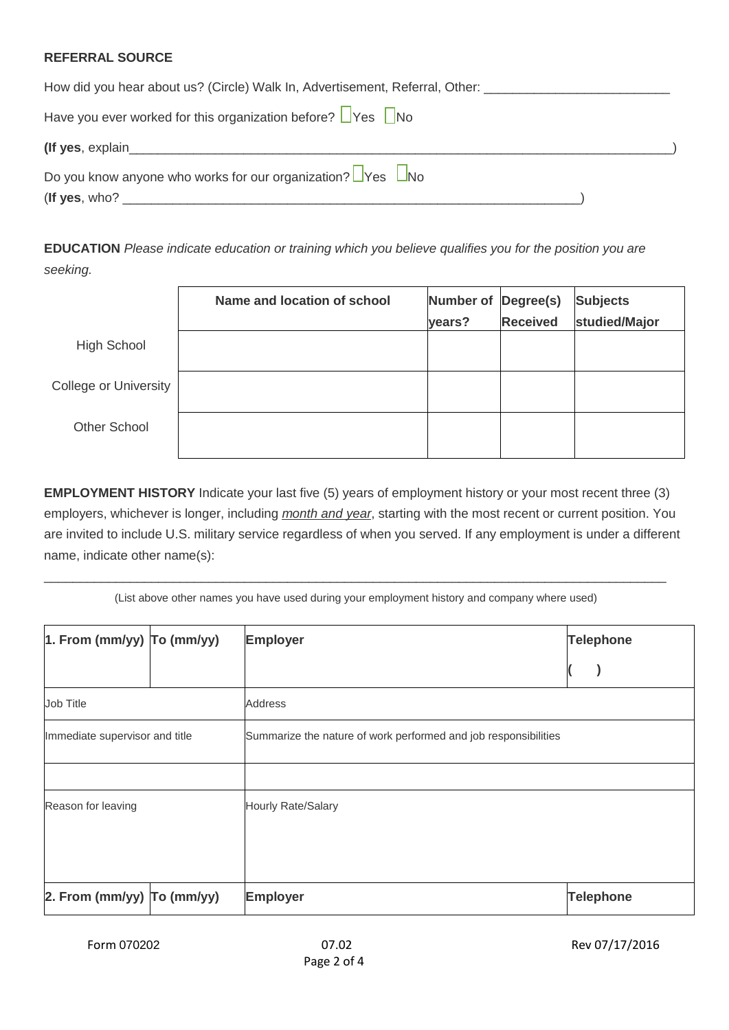**REFERRAL SOURCE**

How did you hear about us? (Circle) Walk In, Advertisement, Referral, Other: ___________________________

Have you ever worked for this organization before? ☐Yes ☐No

**(If yes**, explain_________________________________________________________________________________)

Do you know anyone who works for our organization? ☐Yes ☐No
(**If yes**, who? _____________________________________________________________________)

**EDUCATION** *Please indicate education or training which you believe qualifies you for the position you are seeking.*

| | Name and location of school | Number of years? | Degree(s) Received | Subjects studied/Major |
|---|---|---|---|---|
| High School | | | | |
| College or University | | | | |
| Other School | | | | |

**EMPLOYMENT HISTORY** Indicate your last five (5) years of employment history or your most recent three (3) employers, whichever is longer, including *month and year*, starting with the most recent or current position. You are invited to include U.S. military service regardless of when you served. If any employment is under a different name, indicate other name(s):

_____________________________________________________________________________________________

(List above other names you have used during your employment history and company where used)

| 1. From (mm/yy) | To (mm/yy) | Employer | Telephone ( ) |
|---|---|---|---|
| Job Title | | Address | |
| Immediate supervisor and title | | Summarize the nature of work performed and job responsibilities | |
| | | | |
| Reason for leaving | | Hourly Rate/Salary | |
| **2. From (mm/yy)** | **To (mm/yy)** | **Employer** | **Telephone** |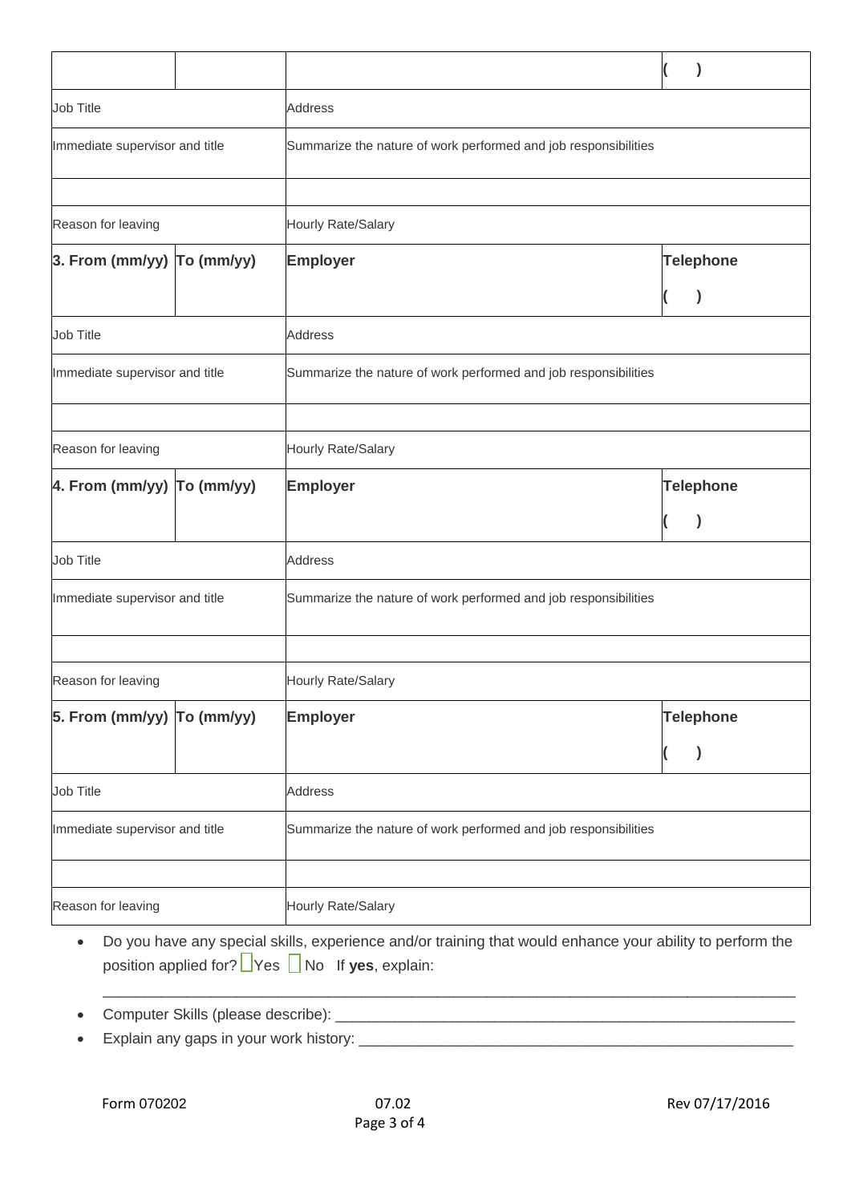| | | | |
|---|---|---|---|
| | | | ( ) |
| Job Title | | Address | |
| Immediate supervisor and title | | Summarize the nature of work performed and job responsibilities | |
| | | | |
| Reason for leaving | | Hourly Rate/Salary | |
| **3. From (mm/yy)** | **To (mm/yy)** | **Employer** | **Telephone** ( ) |
| Job Title | | Address | |
| Immediate supervisor and title | | Summarize the nature of work performed and job responsibilities | |
| | | | |
| Reason for leaving | | Hourly Rate/Salary | |
| **4. From (mm/yy)** | **To (mm/yy)** | **Employer** | **Telephone** ( ) |
| Job Title | | Address | |
| Immediate supervisor and title | | Summarize the nature of work performed and job responsibilities | |
| | | | |
| Reason for leaving | | Hourly Rate/Salary | |
| **5. From (mm/yy)** | **To (mm/yy)** | **Employer** | **Telephone** ( ) |
| Job Title | | Address | |
| Immediate supervisor and title | | Summarize the nature of work performed and job responsibilities | |
| | | | |
| Reason for leaving | | Hourly Rate/Salary | |

- Do you have any special skills, experience and/or training that would enhance your ability to perform the position applied for? ☐ Yes ☐ No If **yes**, explain:

  ____________________________________________________________________________________

- Computer Skills (please describe): _______________________________________________________
- Explain any gaps in your work history: ____________________________________________________

Form 070202 07.02 Rev 07/17/2016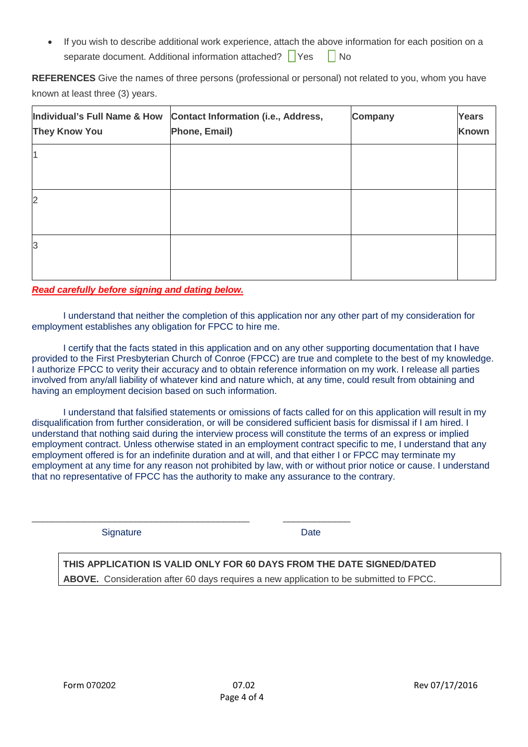- If you wish to describe additional work experience, attach the above information for each position on a separate document. Additional information attached? ☐ Yes ☐ No

**REFERENCES** Give the names of three persons (professional or personal) not related to you, whom you have known at least three (3) years.

| Individual's Full Name & How They Know You | Contact Information (i.e., Address, Phone, Email) | Company | Years Known |
|---|---|---|---|
| 1 | | | |
| 2 | | | |
| 3 | | | |

***Read carefully before signing and dating below.***

I understand that neither the completion of this application nor any other part of my consideration for employment establishes any obligation for FPCC to hire me.

I certify that the facts stated in this application and on any other supporting documentation that I have provided to the First Presbyterian Church of Conroe (FPCC) are true and complete to the best of my knowledge. I authorize FPCC to verity their accuracy and to obtain reference information on my work. I release all parties involved from any/all liability of whatever kind and nature which, at any time, could result from obtaining and having an employment decision based on such information.

I understand that falsified statements or omissions of facts called for on this application will result in my disqualification from further consideration, or will be considered sufficient basis for dismissal if I am hired. I understand that nothing said during the interview process will constitute the terms of an express or implied employment contract. Unless otherwise stated in an employment contract specific to me, I understand that any employment offered is for an indefinite duration and at will, and that either I or FPCC may terminate my employment at any time for any reason not prohibited by law, with or without prior notice or cause. I understand that no representative of FPCC has the authority to make any assurance to the contrary.

\_\_\_\_\_\_\_\_\_\_\_\_\_\_\_\_\_\_\_\_\_\_\_\_\_\_\_\_\_\_\_\_\_\_\_\_\_\_\_\_ \_\_\_\_\_\_\_\_\_\_\_\_

Signature Date

**THIS APPLICATION IS VALID ONLY FOR 60 DAYS FROM THE DATE SIGNED/DATED ABOVE.** Consideration after 60 days requires a new application to be submitted to FPCC.

Form 070202 07.02 Rev 07/17/2016